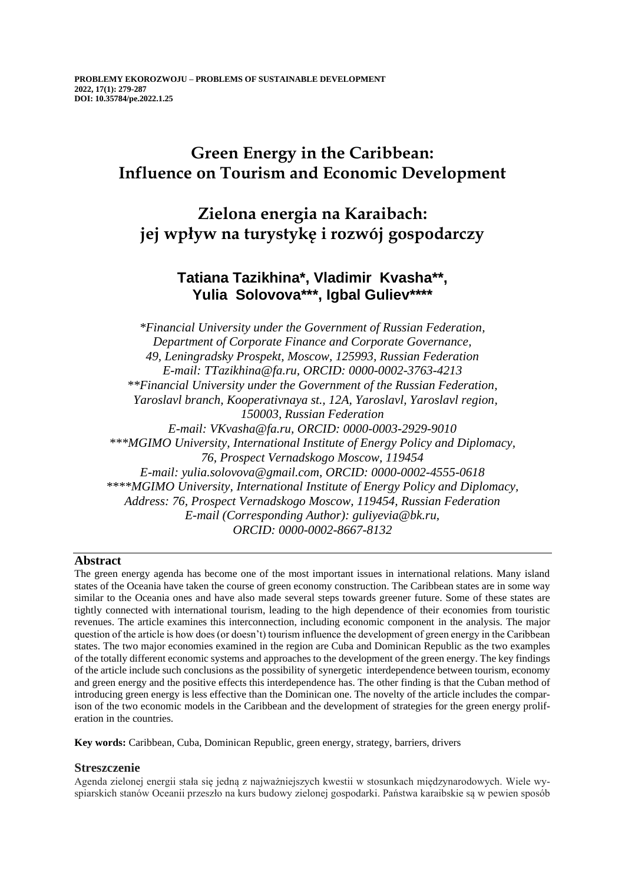PROBLEMY EKOROZWOJU – PROBLEMS OF SUSTAINABLE DEVELOPMENT
2022, 17(1): 279-287
DOI: 10.35784/pe.2022.1.25

# Green Energy in the Caribbean: Influence on Tourism and Economic Development

# Zielona energia na Karaibach: jej wpływ na turystykę i rozwój gospodarczy

**Tatiana Tazikhina*, Vladimir Kvasha**, Yulia Solovova***, Igbal Guliev******

*\*Financial University under the Government of Russian Federation, Department of Corporate Finance and Corporate Governance, 49, Leningradsky Prospekt, Moscow, 125993, Russian Federation*
*E-mail: TTazikhina@fa.ru, ORCID: 0000-0002-3763-4213*
*\*\*Financial University under the Government of the Russian Federation, Yaroslavl branch, Kooperativnaya st., 12A, Yaroslavl, Yaroslavl region, 150003, Russian Federation*
*E-mail: VKvasha@fa.ru, ORCID: 0000-0003-2929-9010*
*\*\*\*MGIMO University, International Institute of Energy Policy and Diplomacy, 76, Prospect Vernadskogo Moscow, 119454*
*E-mail: yulia.solovova@gmail.com, ORCID: 0000-0002-4555-0618*
*\*\*\*\*MGIMO University, International Institute of Energy Policy and Diplomacy, Address: 76, Prospect Vernadskogo Moscow, 119454, Russian Federation*
*E-mail (Corresponding Author): guliyevia@bk.ru, ORCID: 0000-0002-8667-8132*

## Abstract

The green energy agenda has become one of the most important issues in international relations. Many island states of the Oceania have taken the course of green economy construction. The Caribbean states are in some way similar to the Oceania ones and have also made several steps towards greener future. Some of these states are tightly connected with international tourism, leading to the high dependence of their economies from touristic revenues. The article examines this interconnection, including economic component in the analysis. The major question of the article is how does (or doesn't) tourism influence the development of green energy in the Caribbean states. The two major economies examined in the region are Cuba and Dominican Republic as the two examples of the totally different economic systems and approaches to the development of the green energy. The key findings of the article include such conclusions as the possibility of synergetic interdependence between tourism, economy and green energy and the positive effects this interdependence has. The other finding is that the Cuban method of introducing green energy is less effective than the Dominican one. The novelty of the article includes the comparison of the two economic models in the Caribbean and the development of strategies for the green energy proliferation in the countries.

**Key words:** Caribbean, Cuba, Dominican Republic, green energy, strategy, barriers, drivers

## Streszczenie

Agenda zielonej energii stała się jedną z najważniejszych kwestii w stosunkach międzynarodowych. Wiele wyspiarskich stanów Oceanii przeszło na kurs budowy zielonej gospodarki. Państwa karaibskie są w pewien sposób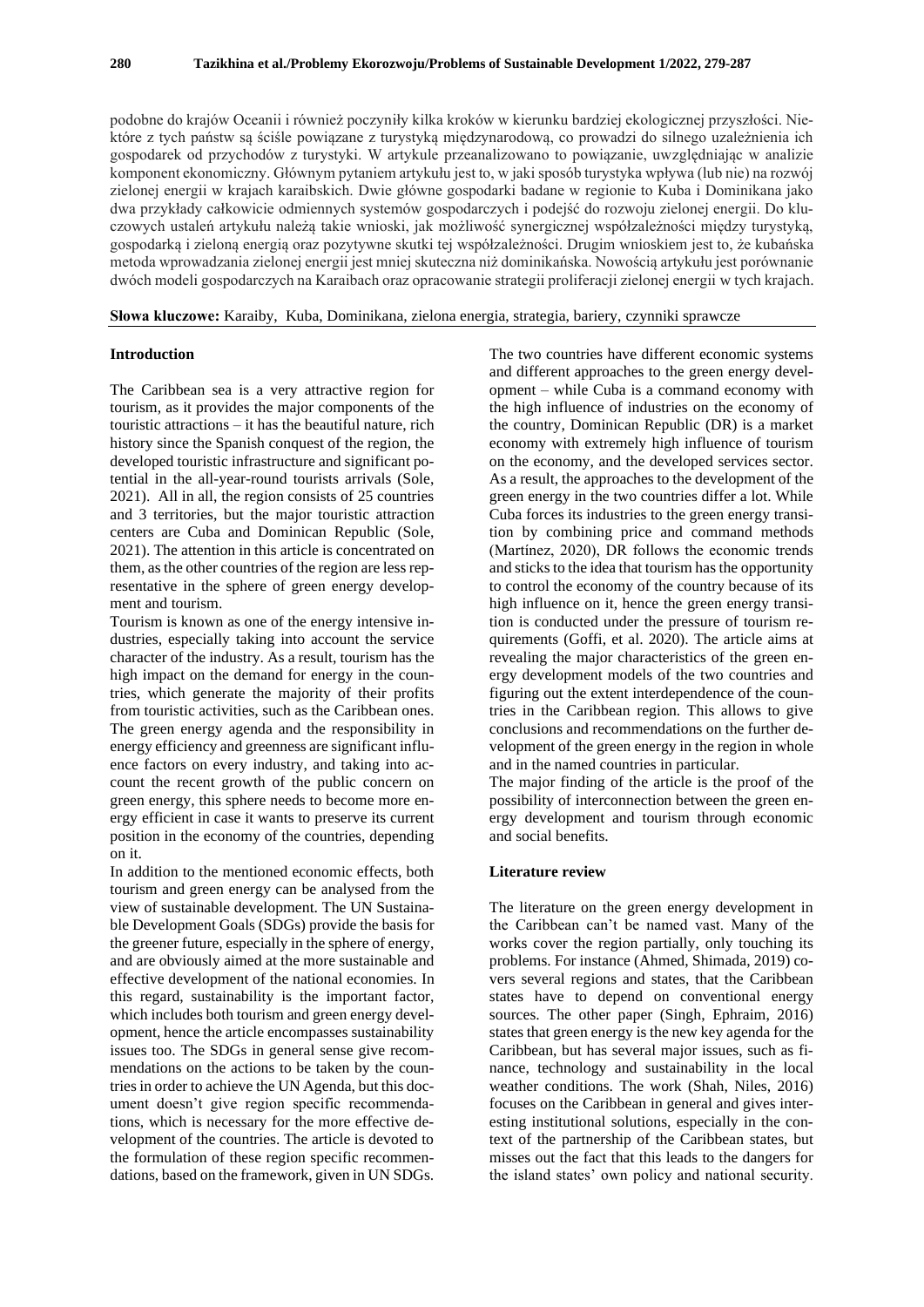podobne do krajów Oceanii i również poczyniły kilka kroków w kierunku bardziej ekologicznej przyszłości. Niektóre z tych państw są ściśle powiązane z turystyką międzynarodową, co prowadzi do silnego uzależnienia ich gospodarek od przychodów z turystyki. W artykule przeanalizowano to powiązanie, uwzględniając w analizie komponent ekonomiczny. Głównym pytaniem artykułu jest to, w jaki sposób turystyka wpływa (lub nie) na rozwój zielonej energii w krajach karaibskich. Dwie główne gospodarki badane w regionie to Kuba i Dominikana jako dwa przykłady całkowicie odmiennych systemów gospodarczych i podejść do rozwoju zielonej energii. Do kluczowych ustaleń artykułu należą takie wnioski, jak możliwość synergicznej współzależności między turystyką, gospodarką i zieloną energią oraz pozytywne skutki tej współzależności. Drugim wnioskiem jest to, że kubańska metoda wprowadzania zielonej energii jest mniej skuteczna niż dominikańska. Nowością artykułu jest porównanie dwóch modeli gospodarczych na Karaibach oraz opracowanie strategii proliferacji zielonej energii w tych krajach.

**Słowa kluczowe:** Karaiby, Kuba, Dominikana, zielona energia, strategia, bariery, czynniki sprawcze

## Introduction

The Caribbean sea is a very attractive region for tourism, as it provides the major components of the touristic attractions – it has the beautiful nature, rich history since the Spanish conquest of the region, the developed touristic infrastructure and significant potential in the all-year-round tourists arrivals (Sole, 2021). All in all, the region consists of 25 countries and 3 territories, but the major touristic attraction centers are Cuba and Dominican Republic (Sole, 2021). The attention in this article is concentrated on them, as the other countries of the region are less representative in the sphere of green energy development and tourism.

Tourism is known as one of the energy intensive industries, especially taking into account the service character of the industry. As a result, tourism has the high impact on the demand for energy in the countries, which generate the majority of their profits from touristic activities, such as the Caribbean ones. The green energy agenda and the responsibility in energy efficiency and greenness are significant influence factors on every industry, and taking into account the recent growth of the public concern on green energy, this sphere needs to become more energy efficient in case it wants to preserve its current position in the economy of the countries, depending on it.

In addition to the mentioned economic effects, both tourism and green energy can be analysed from the view of sustainable development. The UN Sustainable Development Goals (SDGs) provide the basis for the greener future, especially in the sphere of energy, and are obviously aimed at the more sustainable and effective development of the national economies. In this regard, sustainability is the important factor, which includes both tourism and green energy development, hence the article encompasses sustainability issues too. The SDGs in general sense give recommendations on the actions to be taken by the countries in order to achieve the UN Agenda, but this document doesn't give region specific recommendations, which is necessary for the more effective development of the countries. The article is devoted to the formulation of these region specific recommendations, based on the framework, given in UN SDGs.

The two countries have different economic systems and different approaches to the green energy development – while Cuba is a command economy with the high influence of industries on the economy of the country, Dominican Republic (DR) is a market economy with extremely high influence of tourism on the economy, and the developed services sector. As a result, the approaches to the development of the green energy in the two countries differ a lot. While Cuba forces its industries to the green energy transition by combining price and command methods (Martínez, 2020), DR follows the economic trends and sticks to the idea that tourism has the opportunity to control the economy of the country because of its high influence on it, hence the green energy transition is conducted under the pressure of tourism requirements (Goffi, et al. 2020). The article aims at revealing the major characteristics of the green energy development models of the two countries and figuring out the extent interdependence of the countries in the Caribbean region. This allows to give conclusions and recommendations on the further development of the green energy in the region in whole and in the named countries in particular.

The major finding of the article is the proof of the possibility of interconnection between the green energy development and tourism through economic and social benefits.

## Literature review

The literature on the green energy development in the Caribbean can't be named vast. Many of the works cover the region partially, only touching its problems. For instance (Ahmed, Shimada, 2019) covers several regions and states, that the Caribbean states have to depend on conventional energy sources. The other paper (Singh, Ephraim, 2016) states that green energy is the new key agenda for the Caribbean, but has several major issues, such as finance, technology and sustainability in the local weather conditions. The work (Shah, Niles, 2016) focuses on the Caribbean in general and gives interesting institutional solutions, especially in the context of the partnership of the Caribbean states, but misses out the fact that this leads to the dangers for the island states' own policy and national security.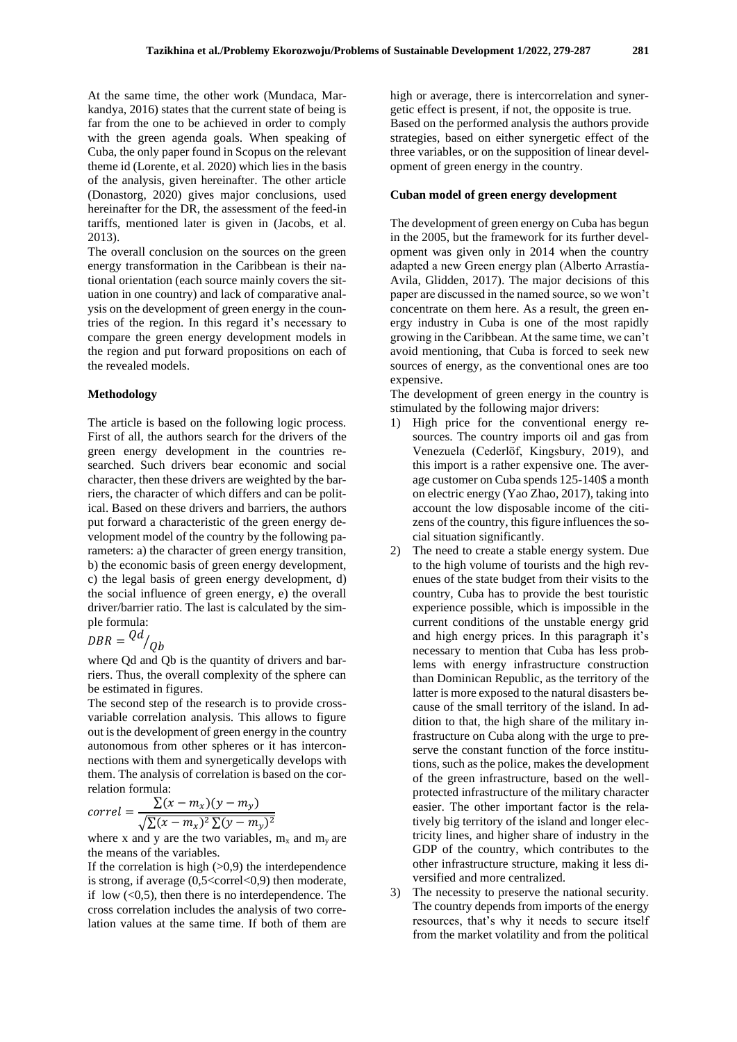At the same time, the other work (Mundaca, Markandya, 2016) states that the current state of being is far from the one to be achieved in order to comply with the green agenda goals. When speaking of Cuba, the only paper found in Scopus on the relevant theme id (Lorente, et al. 2020) which lies in the basis of the analysis, given hereinafter. The other article (Donastorg, 2020) gives major conclusions, used hereinafter for the DR, the assessment of the feed-in tariffs, mentioned later is given in (Jacobs, et al. 2013).

The overall conclusion on the sources on the green energy transformation in the Caribbean is their national orientation (each source mainly covers the situation in one country) and lack of comparative analysis on the development of green energy in the countries of the region. In this regard it's necessary to compare the green energy development models in the region and put forward propositions on each of the revealed models.

## Methodology

The article is based on the following logic process. First of all, the authors search for the drivers of the green energy development in the countries researched. Such drivers bear economic and social character, then these drivers are weighted by the barriers, the character of which differs and can be political. Based on these drivers and barriers, the authors put forward a characteristic of the green energy development model of the country by the following parameters: a) the character of green energy transition, b) the economic basis of green energy development, c) the legal basis of green energy development, d) the social influence of green energy, e) the overall driver/barrier ratio. The last is calculated by the simple formula:

$$DBR = {}^{Qd}/_{Qb}$$

where Qd and Qb is the quantity of drivers and barriers. Thus, the overall complexity of the sphere can be estimated in figures.

The second step of the research is to provide cross-variable correlation analysis. This allows to figure out is the development of green energy in the country autonomous from other spheres or it has interconnections with them and synergetically develops with them. The analysis of correlation is based on the correlation formula:

$$correl = \frac{\sum(x - m_x)(y - m_y)}{\sqrt{\sum(x - m_x)^2 \sum(y - m_y)^2}}$$

where x and y are the two variables, $m_x$ and $m_y$ are the means of the variables.

If the correlation is high (>0,9) the interdependence is strong, if average (0,5<correl<0,9) then moderate, if low (<0,5), then there is no interdependence. The cross correlation includes the analysis of two correlation values at the same time. If both of them are high or average, there is intercorrelation and synergetic effect is present, if not, the opposite is true.

Based on the performed analysis the authors provide strategies, based on either synergetic effect of the three variables, or on the supposition of linear development of green energy in the country.

## Cuban model of green energy development

The development of green energy on Cuba has begun in the 2005, but the framework for its further development was given only in 2014 when the country adapted a new Green energy plan (Alberto Arrastía-Avila, Glidden, 2017). The major decisions of this paper are discussed in the named source, so we won't concentrate on them here. As a result, the green energy industry in Cuba is one of the most rapidly growing in the Caribbean. At the same time, we can't avoid mentioning, that Cuba is forced to seek new sources of energy, as the conventional ones are too expensive.

The development of green energy in the country is stimulated by the following major drivers:

1) High price for the conventional energy resources. The country imports oil and gas from Venezuela (Cederlöf, Kingsbury, 2019), and this import is a rather expensive one. The average customer on Cuba spends 125-140$ a month on electric energy (Yao Zhao, 2017), taking into account the low disposable income of the citizens of the country, this figure influences the social situation significantly.
2) The need to create a stable energy system. Due to the high volume of tourists and the high revenues of the state budget from their visits to the country, Cuba has to provide the best touristic experience possible, which is impossible in the current conditions of the unstable energy grid and high energy prices. In this paragraph it's necessary to mention that Cuba has less problems with energy infrastructure construction than Dominican Republic, as the territory of the latter is more exposed to the natural disasters because of the small territory of the island. In addition to that, the high share of the military infrastructure on Cuba along with the urge to preserve the constant function of the force institutions, such as the police, makes the development of the green infrastructure, based on the well-protected infrastructure of the military character easier. The other important factor is the relatively big territory of the island and longer electricity lines, and higher share of industry in the GDP of the country, which contributes to the other infrastructure structure, making it less diversified and more centralized.
3) The necessity to preserve the national security. The country depends from imports of the energy resources, that's why it needs to secure itself from the market volatility and from the political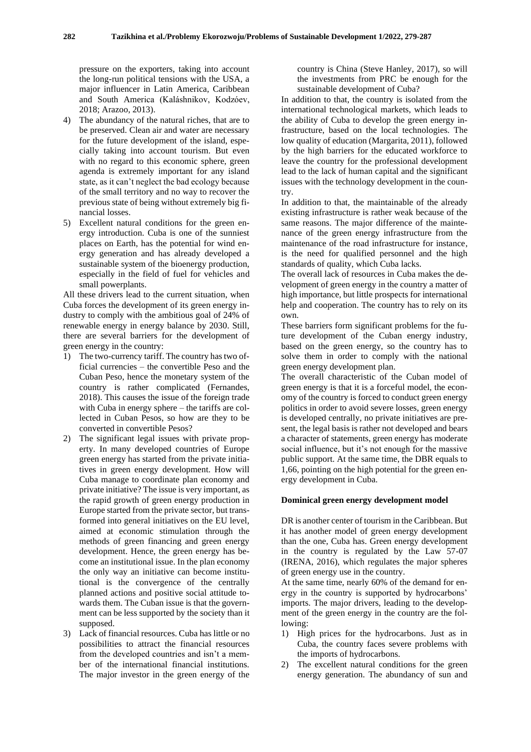pressure on the exporters, taking into account the long-run political tensions with the USA, a major influencer in Latin America, Caribbean and South America (Kaláshnikov, Kodzóev, 2018; Arazoo, 2013).

4) The abundancy of the natural riches, that are to be preserved. Clean air and water are necessary for the future development of the island, especially taking into account tourism. But even with no regard to this economic sphere, green agenda is extremely important for any island state, as it can't neglect the bad ecology because of the small territory and no way to recover the previous state of being without extremely big financial losses.
5) Excellent natural conditions for the green energy introduction. Cuba is one of the sunniest places on Earth, has the potential for wind energy generation and has already developed a sustainable system of the bioenergy production, especially in the field of fuel for vehicles and small powerplants.

All these drivers lead to the current situation, when Cuba forces the development of its green energy industry to comply with the ambitious goal of 24% of renewable energy in energy balance by 2030. Still, there are several barriers for the development of green energy in the country:

1) The two-currency tariff. The country has two official currencies – the convertible Peso and the Cuban Peso, hence the monetary system of the country is rather complicated (Fernandes, 2018). This causes the issue of the foreign trade with Cuba in energy sphere – the tariffs are collected in Cuban Pesos, so how are they to be converted in convertible Pesos?
2) The significant legal issues with private property. In many developed countries of Europe green energy has started from the private initiatives in green energy development. How will Cuba manage to coordinate plan economy and private initiative? The issue is very important, as the rapid growth of green energy production in Europe started from the private sector, but transformed into general initiatives on the EU level, aimed at economic stimulation through the methods of green financing and green energy development. Hence, the green energy has become an institutional issue. In the plan economy the only way an initiative can become institutional is the convergence of the centrally planned actions and positive social attitude towards them. The Cuban issue is that the government can be less supported by the society than it supposed.
3) Lack of financial resources. Cuba has little or no possibilities to attract the financial resources from the developed countries and isn't a member of the international financial institutions. The major investor in the green energy of the country is China (Steve Hanley, 2017), so will the investments from PRC be enough for the sustainable development of Cuba?

In addition to that, the country is isolated from the international technological markets, which leads to the ability of Cuba to develop the green energy infrastructure, based on the local technologies. The low quality of education (Margarita, 2011), followed by the high barriers for the educated workforce to leave the country for the professional development lead to the lack of human capital and the significant issues with the technology development in the country.

In addition to that, the maintainable of the already existing infrastructure is rather weak because of the same reasons. The major difference of the maintenance of the green energy infrastructure from the maintenance of the road infrastructure for instance, is the need for qualified personnel and the high standards of quality, which Cuba lacks.

The overall lack of resources in Cuba makes the development of green energy in the country a matter of high importance, but little prospects for international help and cooperation. The country has to rely on its own.

These barriers form significant problems for the future development of the Cuban energy industry, based on the green energy, so the country has to solve them in order to comply with the national green energy development plan.

The overall characteristic of the Cuban model of green energy is that it is a forceful model, the economy of the country is forced to conduct green energy politics in order to avoid severe losses, green energy is developed centrally, no private initiatives are present, the legal basis is rather not developed and bears a character of statements, green energy has moderate social influence, but it's not enough for the massive public support. At the same time, the DBR equals to 1,66, pointing on the high potential for the green energy development in Cuba.

## Dominical green energy development model

DR is another center of tourism in the Caribbean. But it has another model of green energy development than the one, Cuba has. Green energy development in the country is regulated by the Law 57-07 (IRENA, 2016), which regulates the major spheres of green energy use in the country.

At the same time, nearly 60% of the demand for energy in the country is supported by hydrocarbons' imports. The major drivers, leading to the development of the green energy in the country are the following:

1) High prices for the hydrocarbons. Just as in Cuba, the country faces severe problems with the imports of hydrocarbons.
2) The excellent natural conditions for the green energy generation. The abundancy of sun and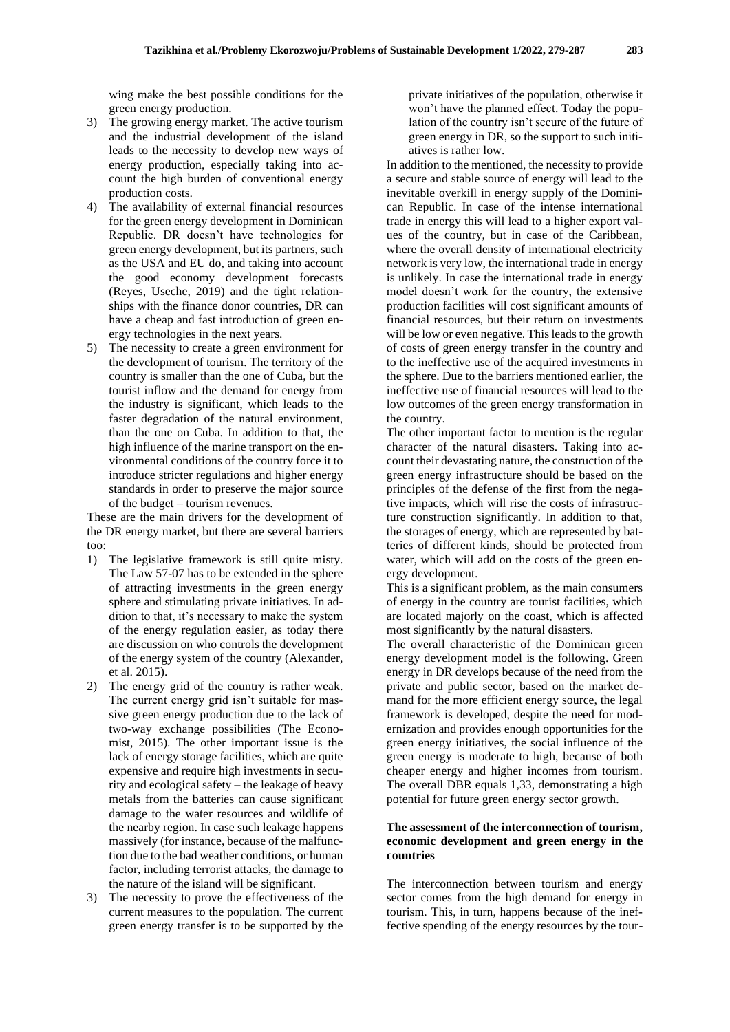wing make the best possible conditions for the green energy production.

3) The growing energy market. The active tourism and the industrial development of the island leads to the necessity to develop new ways of energy production, especially taking into account the high burden of conventional energy production costs.
4) The availability of external financial resources for the green energy development in Dominican Republic. DR doesn't have technologies for green energy development, but its partners, such as the USA and EU do, and taking into account the good economy development forecasts (Reyes, Useche, 2019) and the tight relationships with the finance donor countries, DR can have a cheap and fast introduction of green energy technologies in the next years.
5) The necessity to create a green environment for the development of tourism. The territory of the country is smaller than the one of Cuba, but the tourist inflow and the demand for energy from the industry is significant, which leads to the faster degradation of the natural environment, than the one on Cuba. In addition to that, the high influence of the marine transport on the environmental conditions of the country force it to introduce stricter regulations and higher energy standards in order to preserve the major source of the budget – tourism revenues.

These are the main drivers for the development of the DR energy market, but there are several barriers too:

1) The legislative framework is still quite misty. The Law 57-07 has to be extended in the sphere of attracting investments in the green energy sphere and stimulating private initiatives. In addition to that, it's necessary to make the system of the energy regulation easier, as today there are discussion on who controls the development of the energy system of the country (Alexander, et al. 2015).
2) The energy grid of the country is rather weak. The current energy grid isn't suitable for massive green energy production due to the lack of two-way exchange possibilities (The Economist, 2015). The other important issue is the lack of energy storage facilities, which are quite expensive and require high investments in security and ecological safety – the leakage of heavy metals from the batteries can cause significant damage to the water resources and wildlife of the nearby region. In case such leakage happens massively (for instance, because of the malfunction due to the bad weather conditions, or human factor, including terrorist attacks, the damage to the nature of the island will be significant.
3) The necessity to prove the effectiveness of the current measures to the population. The current green energy transfer is to be supported by the private initiatives of the population, otherwise it won't have the planned effect. Today the population of the country isn't secure of the future of green energy in DR, so the support to such initiatives is rather low.

In addition to the mentioned, the necessity to provide a secure and stable source of energy will lead to the inevitable overkill in energy supply of the Dominican Republic. In case of the intense international trade in energy this will lead to a higher export values of the country, but in case of the Caribbean, where the overall density of international electricity network is very low, the international trade in energy is unlikely. In case the international trade in energy model doesn't work for the country, the extensive production facilities will cost significant amounts of financial resources, but their return on investments will be low or even negative. This leads to the growth of costs of green energy transfer in the country and to the ineffective use of the acquired investments in the sphere. Due to the barriers mentioned earlier, the ineffective use of financial resources will lead to the low outcomes of the green energy transformation in the country.

The other important factor to mention is the regular character of the natural disasters. Taking into account their devastating nature, the construction of the green energy infrastructure should be based on the principles of the defense of the first from the negative impacts, which will rise the costs of infrastructure construction significantly. In addition to that, the storages of energy, which are represented by batteries of different kinds, should be protected from water, which will add on the costs of the green energy development.

This is a significant problem, as the main consumers of energy in the country are tourist facilities, which are located majorly on the coast, which is affected most significantly by the natural disasters.

The overall characteristic of the Dominican green energy development model is the following. Green energy in DR develops because of the need from the private and public sector, based on the market demand for the more efficient energy source, the legal framework is developed, despite the need for modernization and provides enough opportunities for the green energy initiatives, the social influence of the green energy is moderate to high, because of both cheaper energy and higher incomes from tourism. The overall DBR equals 1,33, demonstrating a high potential for future green energy sector growth.

## The assessment of the interconnection of tourism, economic development and green energy in the countries

The interconnection between tourism and energy sector comes from the high demand for energy in tourism. This, in turn, happens because of the ineffective spending of the energy resources by the tour-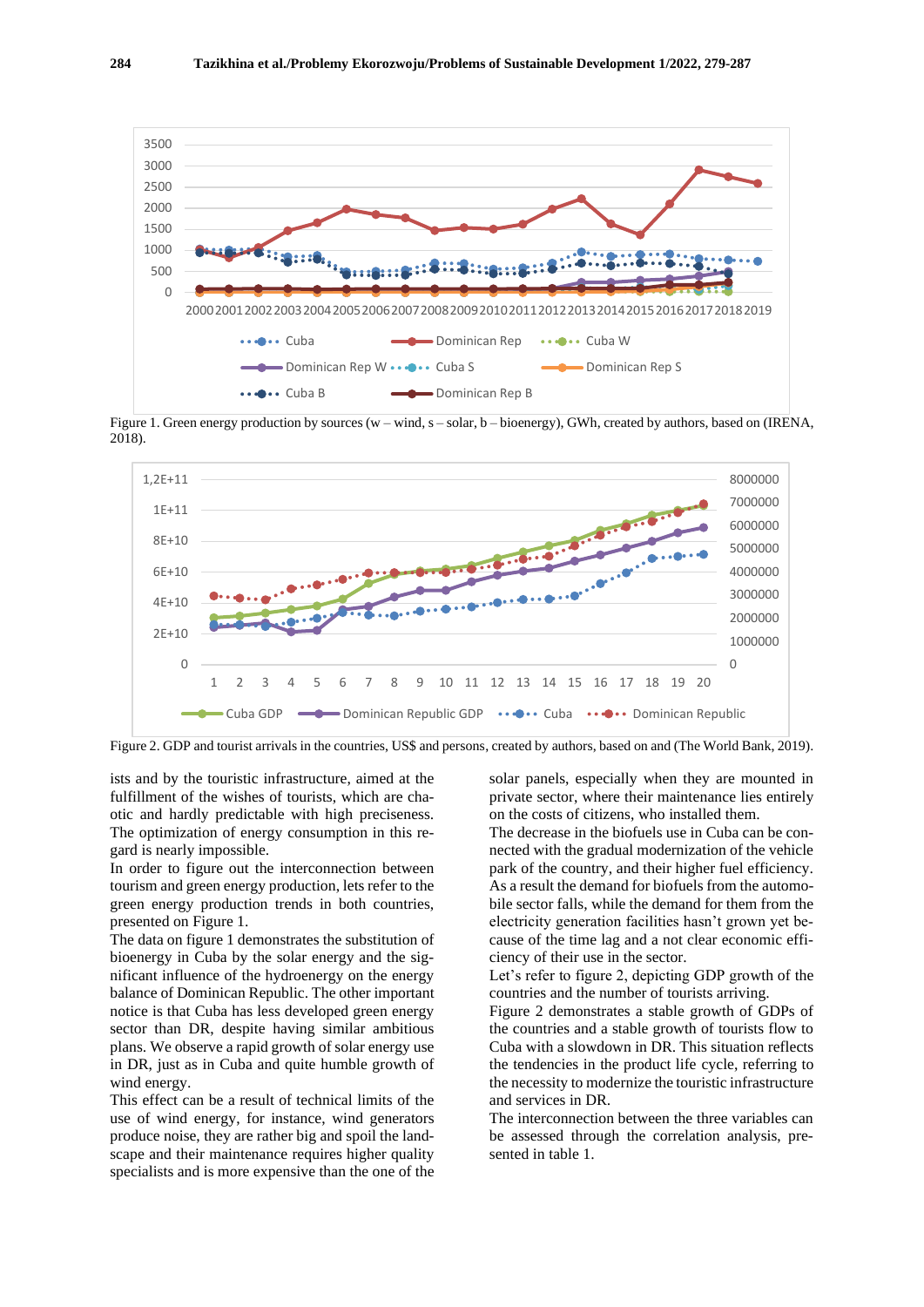Figure 1. Green energy production by sources (w – wind, s – solar, b – bioenergy), GWh, created by authors, based on (IRENA, 2018).

Figure 2. GDP and tourist arrivals in the countries, US$ and persons, created by authors, based on and (The World Bank, 2019).

ists and by the touristic infrastructure, aimed at the fulfillment of the wishes of tourists, which are chaotic and hardly predictable with high preciseness. The optimization of energy consumption in this regard is nearly impossible.

In order to figure out the interconnection between tourism and green energy production, lets refer to the green energy production trends in both countries, presented on Figure 1.

The data on figure 1 demonstrates the substitution of bioenergy in Cuba by the solar energy and the significant influence of the hydroenergy on the energy balance of Dominican Republic. The other important notice is that Cuba has less developed green energy sector than DR, despite having similar ambitious plans. We observe a rapid growth of solar energy use in DR, just as in Cuba and quite humble growth of wind energy.

This effect can be a result of technical limits of the use of wind energy, for instance, wind generators produce noise, they are rather big and spoil the landscape and their maintenance requires higher quality specialists and is more expensive than the one of the solar panels, especially when they are mounted in private sector, where their maintenance lies entirely on the costs of citizens, who installed them.

The decrease in the biofuels use in Cuba can be connected with the gradual modernization of the vehicle park of the country, and their higher fuel efficiency. As a result the demand for biofuels from the automobile sector falls, while the demand for them from the electricity generation facilities hasn't grown yet because of the time lag and a not clear economic efficiency of their use in the sector.

Let's refer to figure 2, depicting GDP growth of the countries and the number of tourists arriving.

Figure 2 demonstrates a stable growth of GDPs of the countries and a stable growth of tourists flow to Cuba with a slowdown in DR. This situation reflects the tendencies in the product life cycle, referring to the necessity to modernize the touristic infrastructure and services in DR.

The interconnection between the three variables can be assessed through the correlation analysis, presented in table 1.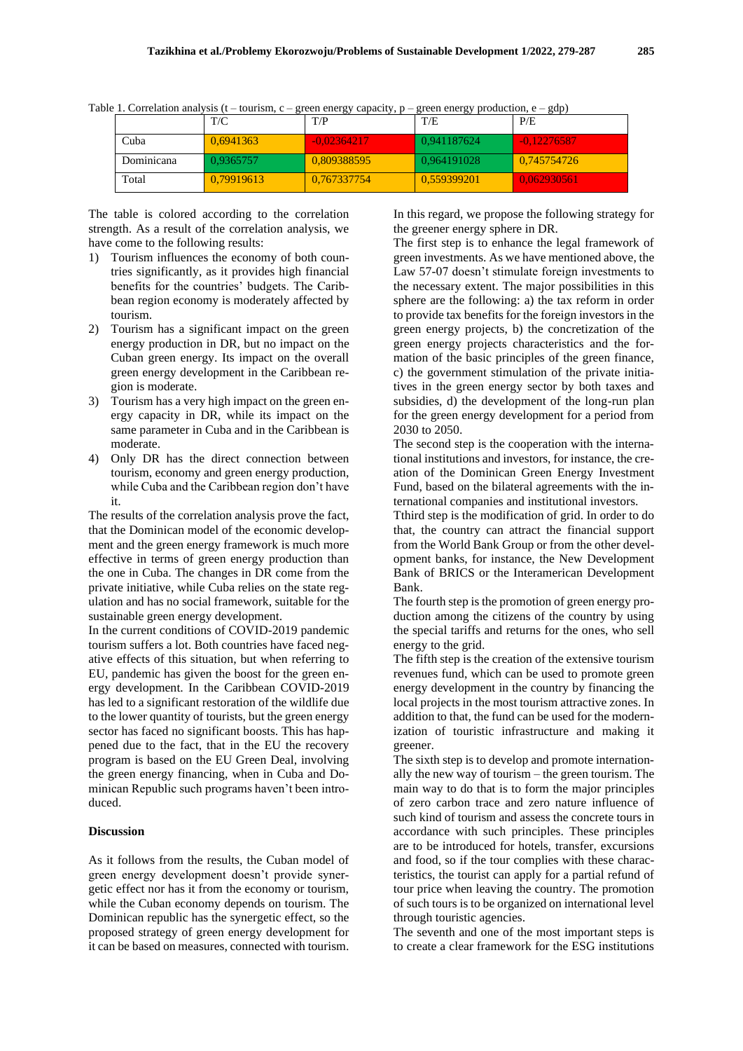Table 1. Correlation analysis (t – tourism, c – green energy capacity, p – green energy production, e – gdp)

| | T/C | T/P | T/E | P/E |
|---|---|---|---|---|
| Cuba | 0,6941363 | -0,02364217 | 0,941187624 | -0,12276587 |
| Dominicana | 0,9365757 | 0,809388595 | 0,964191028 | 0,745754726 |
| Total | 0,79919613 | 0,767337754 | 0,559399201 | 0,062930561 |

The table is colored according to the correlation strength. As a result of the correlation analysis, we have come to the following results:

1) Tourism influences the economy of both countries significantly, as it provides high financial benefits for the countries' budgets. The Caribbean region economy is moderately affected by tourism.
2) Tourism has a significant impact on the green energy production in DR, but no impact on the Cuban green energy. Its impact on the overall green energy development in the Caribbean region is moderate.
3) Tourism has a very high impact on the green energy capacity in DR, while its impact on the same parameter in Cuba and in the Caribbean is moderate.
4) Only DR has the direct connection between tourism, economy and green energy production, while Cuba and the Caribbean region don't have it.

The results of the correlation analysis prove the fact, that the Dominican model of the economic development and the green energy framework is much more effective in terms of green energy production than the one in Cuba. The changes in DR come from the private initiative, while Cuba relies on the state regulation and has no social framework, suitable for the sustainable green energy development.

In the current conditions of COVID-2019 pandemic tourism suffers a lot. Both countries have faced negative effects of this situation, but when referring to EU, pandemic has given the boost for the green energy development. In the Caribbean COVID-2019 has led to a significant restoration of the wildlife due to the lower quantity of tourists, but the green energy sector has faced no significant boosts. This has happened due to the fact, that in the EU the recovery program is based on the EU Green Deal, involving the green energy financing, when in Cuba and Dominican Republic such programs haven't been introduced.

## Discussion

As it follows from the results, the Cuban model of green energy development doesn't provide synergetic effect nor has it from the economy or tourism, while the Cuban economy depends on tourism. The Dominican republic has the synergetic effect, so the proposed strategy of green energy development for it can be based on measures, connected with tourism. In this regard, we propose the following strategy for the greener energy sphere in DR.

The first step is to enhance the legal framework of green investments. As we have mentioned above, the Law 57-07 doesn't stimulate foreign investments to the necessary extent. The major possibilities in this sphere are the following: a) the tax reform in order to provide tax benefits for the foreign investors in the green energy projects, b) the concretization of the green energy projects characteristics and the formation of the basic principles of the green finance, c) the government stimulation of the private initiatives in the green energy sector by both taxes and subsidies, d) the development of the long-run plan for the green energy development for a period from 2030 to 2050.

The second step is the cooperation with the international institutions and investors, for instance, the creation of the Dominican Green Energy Investment Fund, based on the bilateral agreements with the international companies and institutional investors.

Tthird step is the modification of grid. In order to do that, the country can attract the financial support from the World Bank Group or from the other development banks, for instance, the New Development Bank of BRICS or the Interamerican Development Bank.

The fourth step is the promotion of green energy production among the citizens of the country by using the special tariffs and returns for the ones, who sell energy to the grid.

The fifth step is the creation of the extensive tourism revenues fund, which can be used to promote green energy development in the country by financing the local projects in the most tourism attractive zones. In addition to that, the fund can be used for the modernization of touristic infrastructure and making it greener.

The sixth step is to develop and promote internationally the new way of tourism – the green tourism. The main way to do that is to form the major principles of zero carbon trace and zero nature influence of such kind of tourism and assess the concrete tours in accordance with such principles. These principles are to be introduced for hotels, transfer, excursions and food, so if the tour complies with these characteristics, the tourist can apply for a partial refund of tour price when leaving the country. The promotion of such tours is to be organized on international level through touristic agencies.

The seventh and one of the most important steps is to create a clear framework for the ESG institutions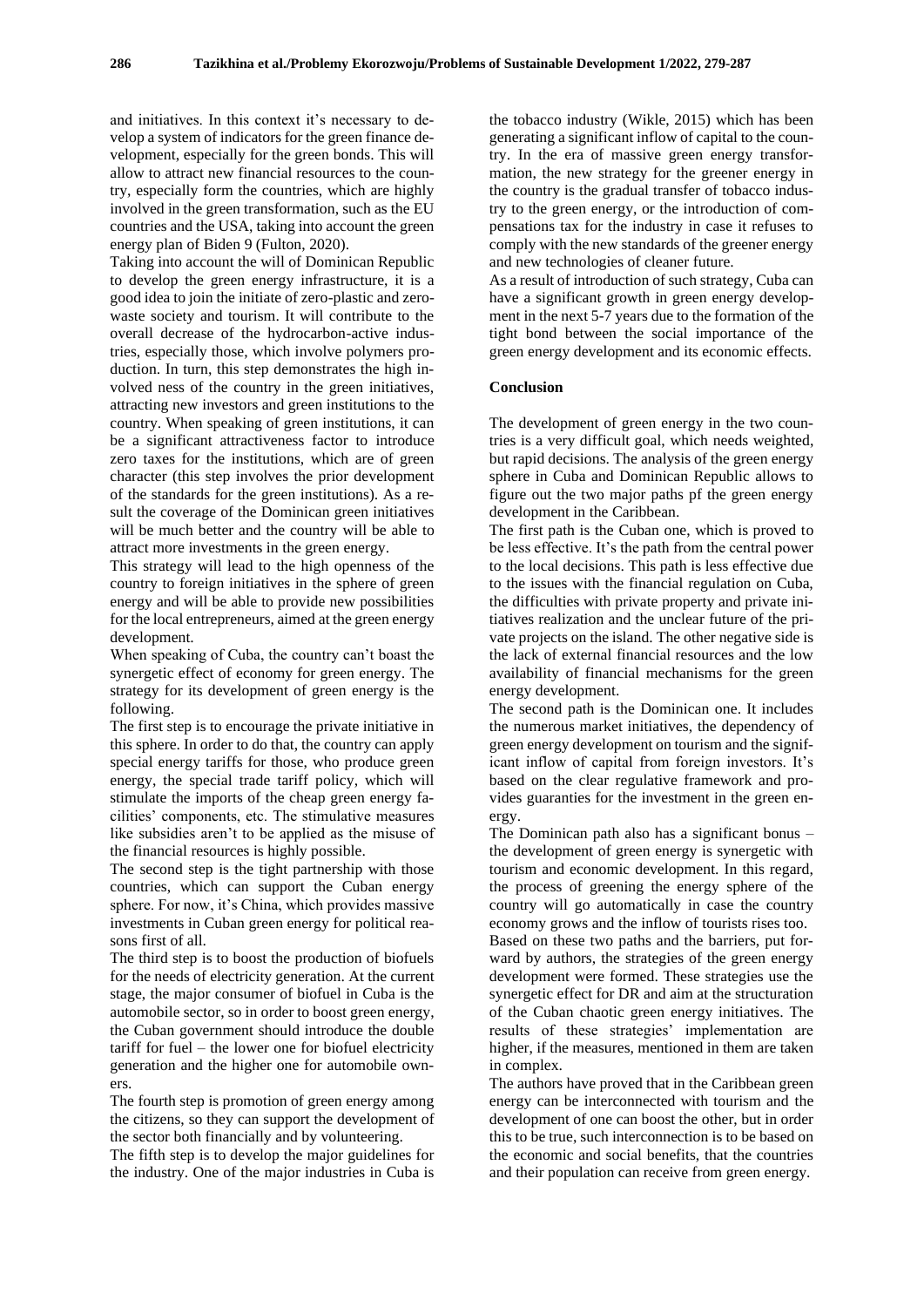and initiatives. In this context it's necessary to develop a system of indicators for the green finance development, especially for the green bonds. This will allow to attract new financial resources to the country, especially form the countries, which are highly involved in the green transformation, such as the EU countries and the USA, taking into account the green energy plan of Biden 9 (Fulton, 2020).

Taking into account the will of Dominican Republic to develop the green energy infrastructure, it is a good idea to join the initiate of zero-plastic and zero-waste society and tourism. It will contribute to the overall decrease of the hydrocarbon-active industries, especially those, which involve polymers production. In turn, this step demonstrates the high involved ness of the country in the green initiatives, attracting new investors and green institutions to the country. When speaking of green institutions, it can be a significant attractiveness factor to introduce zero taxes for the institutions, which are of green character (this step involves the prior development of the standards for the green institutions). As a result the coverage of the Dominican green initiatives will be much better and the country will be able to attract more investments in the green energy.

This strategy will lead to the high openness of the country to foreign initiatives in the sphere of green energy and will be able to provide new possibilities for the local entrepreneurs, aimed at the green energy development.

When speaking of Cuba, the country can't boast the synergetic effect of economy for green energy. The strategy for its development of green energy is the following.

The first step is to encourage the private initiative in this sphere. In order to do that, the country can apply special energy tariffs for those, who produce green energy, the special trade tariff policy, which will stimulate the imports of the cheap green energy facilities' components, etc. The stimulative measures like subsidies aren't to be applied as the misuse of the financial resources is highly possible.

The second step is the tight partnership with those countries, which can support the Cuban energy sphere. For now, it's China, which provides massive investments in Cuban green energy for political reasons first of all.

The third step is to boost the production of biofuels for the needs of electricity generation. At the current stage, the major consumer of biofuel in Cuba is the automobile sector, so in order to boost green energy, the Cuban government should introduce the double tariff for fuel – the lower one for biofuel electricity generation and the higher one for automobile owners.

The fourth step is promotion of green energy among the citizens, so they can support the development of the sector both financially and by volunteering.

The fifth step is to develop the major guidelines for the industry. One of the major industries in Cuba is the tobacco industry (Wikle, 2015) which has been generating a significant inflow of capital to the country. In the era of massive green energy transformation, the new strategy for the greener energy in the country is the gradual transfer of tobacco industry to the green energy, or the introduction of compensations tax for the industry in case it refuses to comply with the new standards of the greener energy and new technologies of cleaner future.

As a result of introduction of such strategy, Cuba can have a significant growth in green energy development in the next 5-7 years due to the formation of the tight bond between the social importance of the green energy development and its economic effects.

## Conclusion

The development of green energy in the two countries is a very difficult goal, which needs weighted, but rapid decisions. The analysis of the green energy sphere in Cuba and Dominican Republic allows to figure out the two major paths pf the green energy development in the Caribbean.

The first path is the Cuban one, which is proved to be less effective. It's the path from the central power to the local decisions. This path is less effective due to the issues with the financial regulation on Cuba, the difficulties with private property and private initiatives realization and the unclear future of the private projects on the island. The other negative side is the lack of external financial resources and the low availability of financial mechanisms for the green energy development.

The second path is the Dominican one. It includes the numerous market initiatives, the dependency of green energy development on tourism and the significant inflow of capital from foreign investors. It's based on the clear regulative framework and provides guaranties for the investment in the green energy.

The Dominican path also has a significant bonus – the development of green energy is synergetic with tourism and economic development. In this regard, the process of greening the energy sphere of the country will go automatically in case the country economy grows and the inflow of tourists rises too.

Based on these two paths and the barriers, put forward by authors, the strategies of the green energy development were formed. These strategies use the synergetic effect for DR and aim at the structuration of the Cuban chaotic green energy initiatives. The results of these strategies' implementation are higher, if the measures, mentioned in them are taken in complex.

The authors have proved that in the Caribbean green energy can be interconnected with tourism and the development of one can boost the other, but in order this to be true, such interconnection is to be based on the economic and social benefits, that the countries and their population can receive from green energy.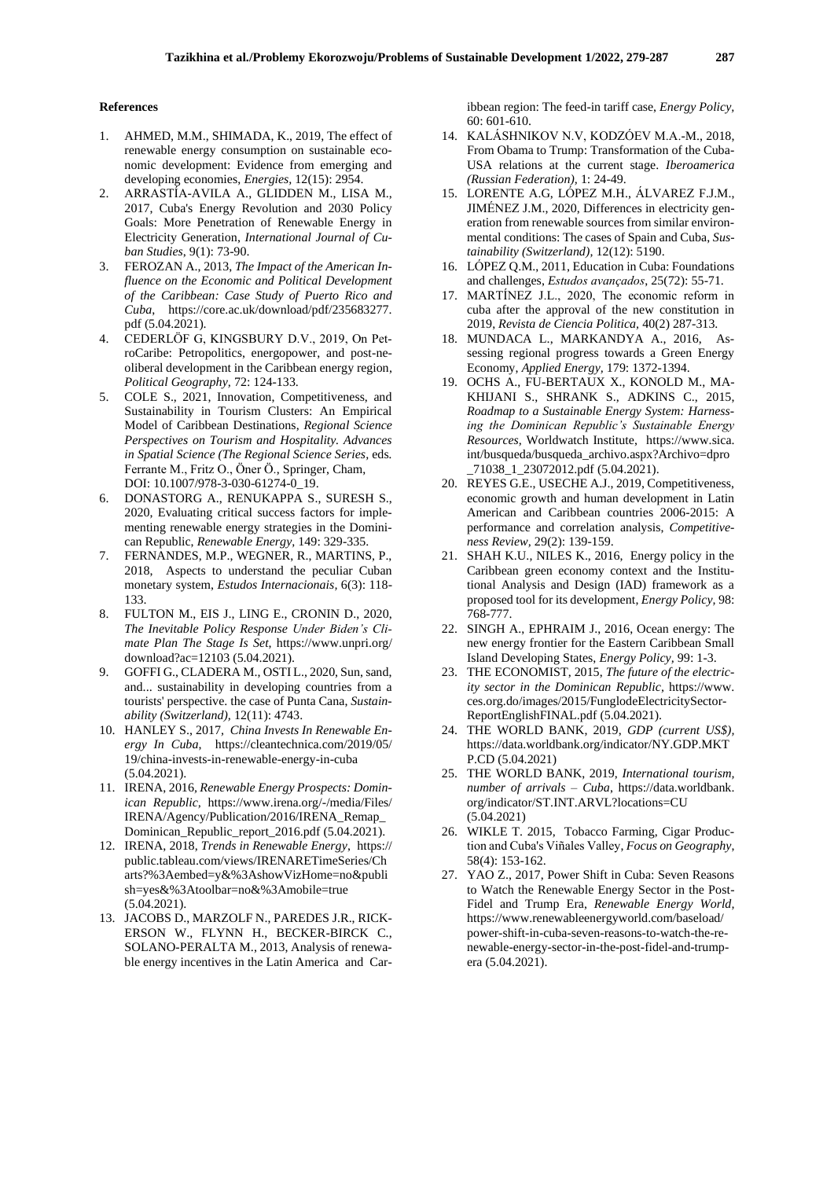### References

1. AHMED, M.M., SHIMADA, K., 2019, The effect of renewable energy consumption on sustainable economic development: Evidence from emerging and developing economies, *Energies*, 12(15): 2954.
2. ARRASTÍA-AVILA A., GLIDDEN M., LISA M., 2017, Cuba's Energy Revolution and 2030 Policy Goals: More Penetration of Renewable Energy in Electricity Generation, *International Journal of Cuban Studies*, 9(1): 73-90.
3. FEROZAN A., 2013, *The Impact of the American Influence on the Economic and Political Development of the Caribbean: Case Study of Puerto Rico and Cuba*, https://core.ac.uk/download/pdf/235683277.pdf (5.04.2021).
4. CEDERLÖF G, KINGSBURY D.V., 2019, On PetroCaribe: Petropolitics, energopower, and post-neoliberal development in the Caribbean energy region, *Political Geography*, 72: 124-133.
5. COLE S., 2021, Innovation, Competitiveness, and Sustainability in Tourism Clusters: An Empirical Model of Caribbean Destinations, *Regional Science Perspectives on Tourism and Hospitality. Advances in Spatial Science (The Regional Science Series*, eds. Ferrante M., Fritz O., Öner Ö., Springer, Cham, DOI: 10.1007/978-3-030-61274-0_19.
6. DONASTORG A., RENUKAPPA S., SURESH S., 2020, Evaluating critical success factors for implementing renewable energy strategies in the Dominican Republic, *Renewable Energy*, 149: 329-335.
7. FERNANDES, M.P., WEGNER, R., MARTINS, P., 2018, Aspects to understand the peculiar Cuban monetary system, *Estudos Internacionais*, 6(3): 118-133.
8. FULTON M., EIS J., LING E., CRONIN D., 2020, *The Inevitable Policy Response Under Biden's Climate Plan The Stage Is Set*, https://www.unpri.org/download?ac=12103 (5.04.2021).
9. GOFFI G., CLADERA M., OSTI L., 2020, Sun, sand, and... sustainability in developing countries from a tourists' perspective. the case of Punta Cana, *Sustainability (Switzerland)*, 12(11): 4743.
10. HANLEY S., 2017, *China Invests In Renewable Energy In Cuba*, https://cleantechnica.com/2019/05/19/china-invests-in-renewable-energy-in-cuba (5.04.2021).
11. IRENA, 2016, *Renewable Energy Prospects: Dominican Republic*, https://www.irena.org/-/media/Files/IRENA/Agency/Publication/2016/IRENA_Remap_Dominican_Republic_report_2016.pdf (5.04.2021).
12. IRENA, 2018, *Trends in Renewable Energy*, https://public.tableau.com/views/IRENARETimeSeries/Charts?%3Aembed=y&%3AshowVizHome=no&publish=yes&%3Atoolbar=no&%3Amobile=true (5.04.2021).
13. JACOBS D., MARZOLF N., PAREDES J.R., RICKERSON W., FLYNN H., BECKER-BIRCK C., SOLANO-PERALTA M., 2013, Analysis of renewable energy incentives in the Latin America and Caribbean region: The feed-in tariff case, *Energy Policy*, 60: 601-610.
14. KALÁSHNIKOV N.V, KODZÓEV M.A.-M., 2018, From Obama to Trump: Transformation of the Cuba-USA relations at the current stage. *Iberoamerica (Russian Federation)*, 1: 24-49.
15. LORENTE A.G, LÓPEZ M.H., ÁLVAREZ F.J.M., JIMÉNEZ J.M., 2020, Differences in electricity generation from renewable sources from similar environmental conditions: The cases of Spain and Cuba, *Sustainability (Switzerland)*, 12(12): 5190.
16. LÓPEZ Q.M., 2011, Education in Cuba: Foundations and challenges, *Estudos avançados*, 25(72): 55-71.
17. MARTÍNEZ J.L., 2020, The economic reform in cuba after the approval of the new constitution in 2019, *Revista de Ciencia Politica*, 40(2) 287-313.
18. MUNDACA L., MARKANDYA A., 2016, Assessing regional progress towards a Green Energy Economy, *Applied Energy*, 179: 1372-1394.
19. OCHS A., FU-BERTAUX X., KONOLD M., MAKHIJANI S., SHRANK S., ADKINS C., 2015, *Roadmap to a Sustainable Energy System: Harnessing the Dominican Republic's Sustainable Energy Resources*, Worldwatch Institute, https://www.sica.int/busqueda/busqueda_archivo.aspx?Archivo=dpro_71038_1_23072012.pdf (5.04.2021).
20. REYES G.E., USECHE A.J., 2019, Competitiveness, economic growth and human development in Latin American and Caribbean countries 2006-2015: A performance and correlation analysis, *Competitiveness Review*, 29(2): 139-159.
21. SHAH K.U., NILES K., 2016, Energy policy in the Caribbean green economy context and the Institutional Analysis and Design (IAD) framework as a proposed tool for its development, *Energy Policy*, 98: 768-777.
22. SINGH A., EPHRAIM J., 2016, Ocean energy: The new energy frontier for the Eastern Caribbean Small Island Developing States, *Energy Policy*, 99: 1-3.
23. THE ECONOMIST, 2015, *The future of the electricity sector in the Dominican Republic*, https://www.ces.org.do/images/2015/FunglodeElectricitySector-ReportEnglishFINAL.pdf (5.04.2021).
24. THE WORLD BANK, 2019, *GDP (current US$)*, https://data.worldbank.org/indicator/NY.GDP.MKTP.CD (5.04.2021)
25. THE WORLD BANK, 2019, *International tourism, number of arrivals – Cuba*, https://data.worldbank.org/indicator/ST.INT.ARVL?locations=CU (5.04.2021)
26. WIKLE T. 2015, Tobacco Farming, Cigar Production and Cuba's Viñales Valley, *Focus on Geography*, 58(4): 153-162.
27. YAO Z., 2017, Power Shift in Cuba: Seven Reasons to Watch the Renewable Energy Sector in the Post-Fidel and Trump Era, *Renewable Energy World*, https://www.renewableenergyworld.com/baseload/power-shift-in-cuba-seven-reasons-to-watch-the-renewable-energy-sector-in-the-post-fidel-and-trump-era (5.04.2021).